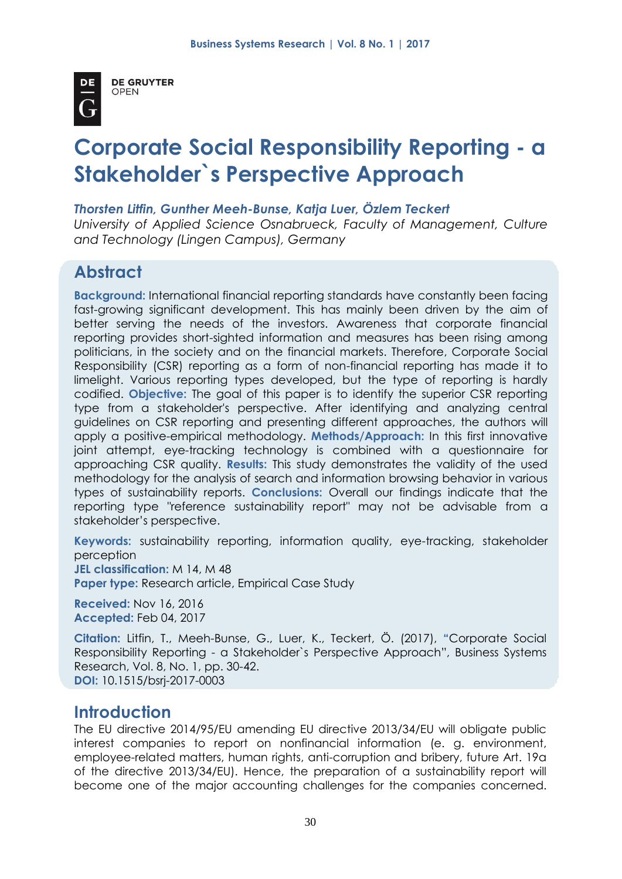# Corporate Social Responsibility Reporting - a Stakeholder`s Perspective Approach

***Thorsten Litfin, Gunther Meeh-Bunse, Katja Luer, Özlem Teckert***
*University of Applied Science Osnabrueck, Faculty of Management, Culture and Technology (Lingen Campus), Germany*

## Abstract

**Background:** International financial reporting standards have constantly been facing fast-growing significant development. This has mainly been driven by the aim of better serving the needs of the investors. Awareness that corporate financial reporting provides short-sighted information and measures has been rising among politicians, in the society and on the financial markets. Therefore, Corporate Social Responsibility (CSR) reporting as a form of non-financial reporting has made it to limelight. Various reporting types developed, but the type of reporting is hardly codified. **Objective:** The goal of this paper is to identify the superior CSR reporting type from a stakeholder's perspective. After identifying and analyzing central guidelines on CSR reporting and presenting different approaches, the authors will apply a positive-empirical methodology. **Methods/Approach:** In this first innovative joint attempt, eye-tracking technology is combined with a questionnaire for approaching CSR quality. **Results:** This study demonstrates the validity of the used methodology for the analysis of search and information browsing behavior in various types of sustainability reports. **Conclusions:** Overall our findings indicate that the reporting type "reference sustainability report" may not be advisable from a stakeholder's perspective.

**Keywords:** sustainability reporting, information quality, eye-tracking, stakeholder perception
**JEL classification:** M 14, M 48
**Paper type:** Research article, Empirical Case Study

**Received:** Nov 16, 2016
**Accepted:** Feb 04, 2017

**Citation:** Litfin, T., Meeh-Bunse, G., Luer, K., Teckert, Ö. (2017), "Corporate Social Responsibility Reporting - a Stakeholder`s Perspective Approach", Business Systems Research, Vol. 8, No. 1, pp. 30-42.
**DOI:** 10.1515/bsrj-2017-0003

## Introduction

The EU directive 2014/95/EU amending EU directive 2013/34/EU will obligate public interest companies to report on nonfinancial information (e. g. environment, employee-related matters, human rights, anti-corruption and bribery, future Art. 19a of the directive 2013/34/EU). Hence, the preparation of a sustainability report will become one of the major accounting challenges for the companies concerned.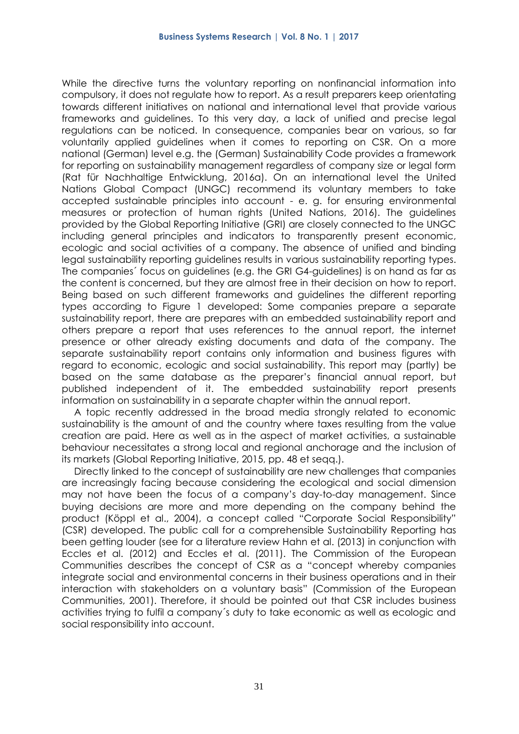While the directive turns the voluntary reporting on nonfinancial information into compulsory, it does not regulate how to report. As a result preparers keep orientating towards different initiatives on national and international level that provide various frameworks and guidelines. To this very day, a lack of unified and precise legal regulations can be noticed. In consequence, companies bear on various, so far voluntarily applied guidelines when it comes to reporting on CSR. On a more national (German) level e.g. the (German) Sustainability Code provides a framework for reporting on sustainability management regardless of company size or legal form (Rat für Nachhaltige Entwicklung, 2016a). On an international level the United Nations Global Compact (UNGC) recommend its voluntary members to take accepted sustainable principles into account - e. g. for ensuring environmental measures or protection of human rights (United Nations, 2016). The guidelines provided by the Global Reporting Initiative (GRI) are closely connected to the UNGC including general principles and indicators to transparently present economic, ecologic and social activities of a company. The absence of unified and binding legal sustainability reporting guidelines results in various sustainability reporting types. The companies´ focus on guidelines (e.g. the GRI G4-guidelines) is on hand as far as the content is concerned, but they are almost free in their decision on how to report. Being based on such different frameworks and guidelines the different reporting types according to Figure 1 developed: Some companies prepare a separate sustainability report, there are prepares with an embedded sustainability report and others prepare a report that uses references to the annual report, the internet presence or other already existing documents and data of the company. The separate sustainability report contains only information and business figures with regard to economic, ecologic and social sustainability. This report may (partly) be based on the same database as the preparer's financial annual report, but published independent of it. The embedded sustainability report presents information on sustainability in a separate chapter within the annual report.

A topic recently addressed in the broad media strongly related to economic sustainability is the amount of and the country where taxes resulting from the value creation are paid. Here as well as in the aspect of market activities, a sustainable behaviour necessitates a strong local and regional anchorage and the inclusion of its markets (Global Reporting Initiative, 2015, pp. 48 et seqq.).

Directly linked to the concept of sustainability are new challenges that companies are increasingly facing because considering the ecological and social dimension may not have been the focus of a company's day-to-day management. Since buying decisions are more and more depending on the company behind the product (Köppl et al., 2004), a concept called "Corporate Social Responsibility" (CSR) developed. The public call for a comprehensible Sustainability Reporting has been getting louder (see for a literature review Hahn et al. (2013) in conjunction with Eccles et al. (2012) and Eccles et al. (2011). The Commission of the European Communities describes the concept of CSR as a "concept whereby companies integrate social and environmental concerns in their business operations and in their interaction with stakeholders on a voluntary basis" (Commission of the European Communities, 2001). Therefore, it should be pointed out that CSR includes business activities trying to fulfil a company´s duty to take economic as well as ecologic and social responsibility into account.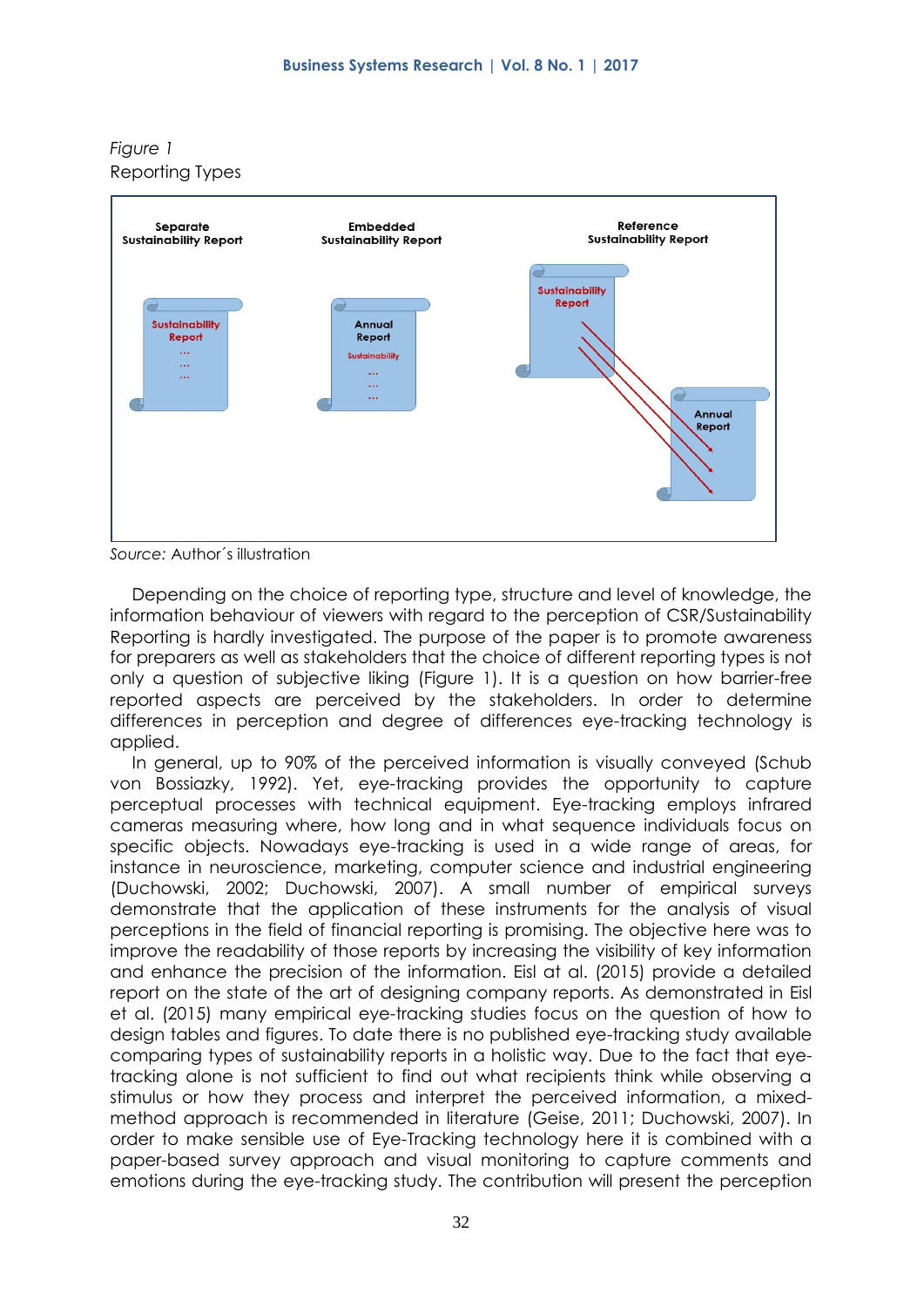*Figure 1*
Reporting Types

*Source:* Author´s illustration

Depending on the choice of reporting type, structure and level of knowledge, the information behaviour of viewers with regard to the perception of CSR/Sustainability Reporting is hardly investigated. The purpose of the paper is to promote awareness for preparers as well as stakeholders that the choice of different reporting types is not only a question of subjective liking (Figure 1). It is a question on how barrier-free reported aspects are perceived by the stakeholders. In order to determine differences in perception and degree of differences eye-tracking technology is applied.

In general, up to 90% of the perceived information is visually conveyed (Schub von Bossiazky, 1992). Yet, eye-tracking provides the opportunity to capture perceptual processes with technical equipment. Eye-tracking employs infrared cameras measuring where, how long and in what sequence individuals focus on specific objects. Nowadays eye-tracking is used in a wide range of areas, for instance in neuroscience, marketing, computer science and industrial engineering (Duchowski, 2002; Duchowski, 2007). A small number of empirical surveys demonstrate that the application of these instruments for the analysis of visual perceptions in the field of financial reporting is promising. The objective here was to improve the readability of those reports by increasing the visibility of key information and enhance the precision of the information. Eisl at al. (2015) provide a detailed report on the state of the art of designing company reports. As demonstrated in Eisl et al. (2015) many empirical eye-tracking studies focus on the question of how to design tables and figures. To date there is no published eye-tracking study available comparing types of sustainability reports in a holistic way. Due to the fact that eye-tracking alone is not sufficient to find out what recipients think while observing a stimulus or how they process and interpret the perceived information, a mixed-method approach is recommended in literature (Geise, 2011; Duchowski, 2007). In order to make sensible use of Eye-Tracking technology here it is combined with a paper-based survey approach and visual monitoring to capture comments and emotions during the eye-tracking study. The contribution will present the perception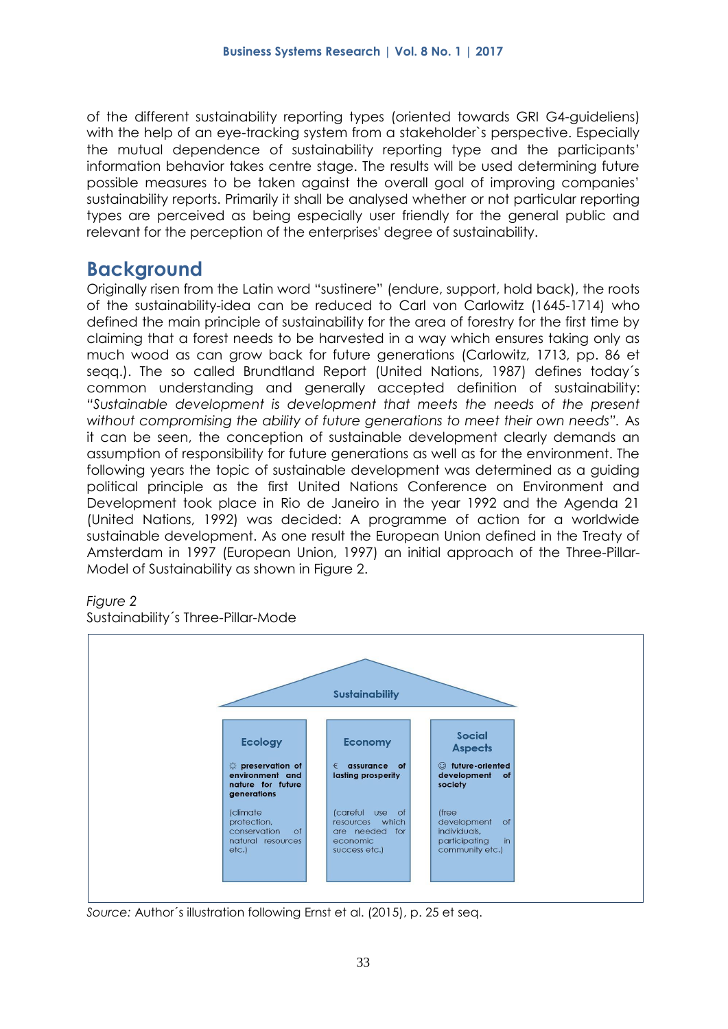of the different sustainability reporting types (oriented towards GRI G4-guideliens) with the help of an eye-tracking system from a stakeholder`s perspective. Especially the mutual dependence of sustainability reporting type and the participants' information behavior takes centre stage. The results will be used determining future possible measures to be taken against the overall goal of improving companies' sustainability reports. Primarily it shall be analysed whether or not particular reporting types are perceived as being especially user friendly for the general public and relevant for the perception of the enterprises' degree of sustainability.

## Background

Originally risen from the Latin word "sustinere" (endure, support, hold back), the roots of the sustainability-idea can be reduced to Carl von Carlowitz (1645-1714) who defined the main principle of sustainability for the area of forestry for the first time by claiming that a forest needs to be harvested in a way which ensures taking only as much wood as can grow back for future generations (Carlowitz, 1713, pp. 86 et seqq.). The so called Brundtland Report (United Nations, 1987) defines today´s common understanding and generally accepted definition of sustainability: *"Sustainable development is development that meets the needs of the present without compromising the ability of future generations to meet their own needs".* As it can be seen, the conception of sustainable development clearly demands an assumption of responsibility for future generations as well as for the environment. The following years the topic of sustainable development was determined as a guiding political principle as the first United Nations Conference on Environment and Development took place in Rio de Janeiro in the year 1992 and the Agenda 21 (United Nations, 1992) was decided: A programme of action for a worldwide sustainable development. As one result the European Union defined in the Treaty of Amsterdam in 1997 (European Union, 1997) an initial approach of the Three-Pillar-Model of Sustainability as shown in Figure 2.

*Figure 2*
Sustainability´s Three-Pillar-Mode

Sustainability

| Ecology | Economy | Social Aspects |
|---|---|---|
| ☼ **preservation of environment and nature for future generations** | € **assurance of lasting prosperity** | ☺ **future-oriented development of society** |
| (climate protection, conservation of natural resources etc.) | (careful use of resources which are needed for economic success etc.) | (free development of individuals, participating in community etc.) |

*Source:* Author´s illustration following Ernst et al. (2015), p. 25 et seq.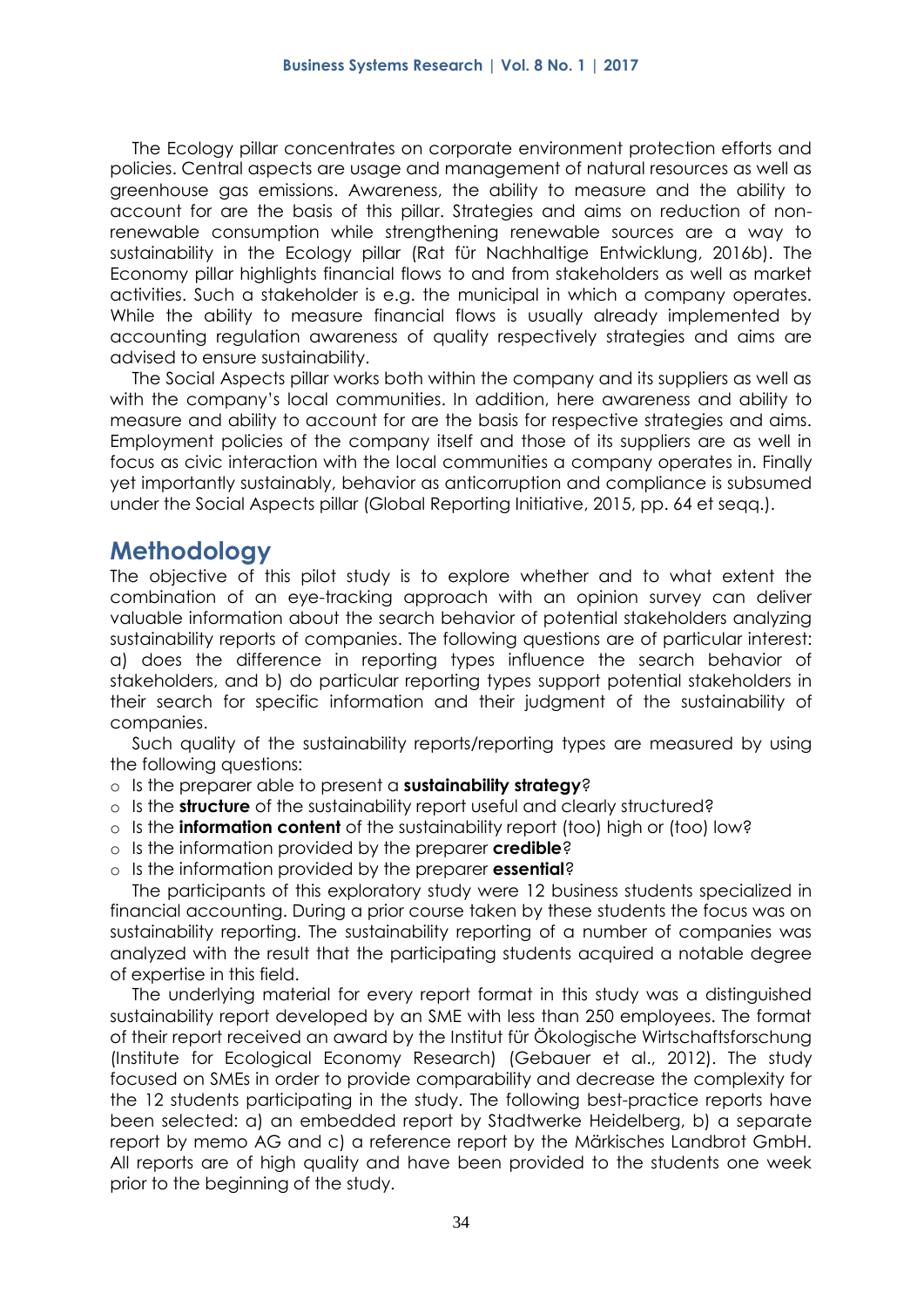The Ecology pillar concentrates on corporate environment protection efforts and policies. Central aspects are usage and management of natural resources as well as greenhouse gas emissions. Awareness, the ability to measure and the ability to account for are the basis of this pillar. Strategies and aims on reduction of non-renewable consumption while strengthening renewable sources are a way to sustainability in the Ecology pillar (Rat für Nachhaltige Entwicklung, 2016b). The Economy pillar highlights financial flows to and from stakeholders as well as market activities. Such a stakeholder is e.g. the municipal in which a company operates. While the ability to measure financial flows is usually already implemented by accounting regulation awareness of quality respectively strategies and aims are advised to ensure sustainability.

The Social Aspects pillar works both within the company and its suppliers as well as with the company's local communities. In addition, here awareness and ability to measure and ability to account for are the basis for respective strategies and aims. Employment policies of the company itself and those of its suppliers are as well in focus as civic interaction with the local communities a company operates in. Finally yet importantly sustainably, behavior as anticorruption and compliance is subsumed under the Social Aspects pillar (Global Reporting Initiative, 2015, pp. 64 et seqq.).

## Methodology

The objective of this pilot study is to explore whether and to what extent the combination of an eye-tracking approach with an opinion survey can deliver valuable information about the search behavior of potential stakeholders analyzing sustainability reports of companies. The following questions are of particular interest: a) does the difference in reporting types influence the search behavior of stakeholders, and b) do particular reporting types support potential stakeholders in their search for specific information and their judgment of the sustainability of companies.

Such quality of the sustainability reports/reporting types are measured by using the following questions:

- Is the preparer able to present a **sustainability strategy**?
- Is the **structure** of the sustainability report useful and clearly structured?
- Is the **information content** of the sustainability report (too) high or (too) low?
- Is the information provided by the preparer **credible**?
- Is the information provided by the preparer **essential**?

The participants of this exploratory study were 12 business students specialized in financial accounting. During a prior course taken by these students the focus was on sustainability reporting. The sustainability reporting of a number of companies was analyzed with the result that the participating students acquired a notable degree of expertise in this field.

The underlying material for every report format in this study was a distinguished sustainability report developed by an SME with less than 250 employees. The format of their report received an award by the Institut für Ökologische Wirtschaftsforschung (Institute for Ecological Economy Research) (Gebauer et al., 2012). The study focused on SMEs in order to provide comparability and decrease the complexity for the 12 students participating in the study. The following best-practice reports have been selected: a) an embedded report by Stadtwerke Heidelberg, b) a separate report by memo AG and c) a reference report by the Märkisches Landbrot GmbH. All reports are of high quality and have been provided to the students one week prior to the beginning of the study.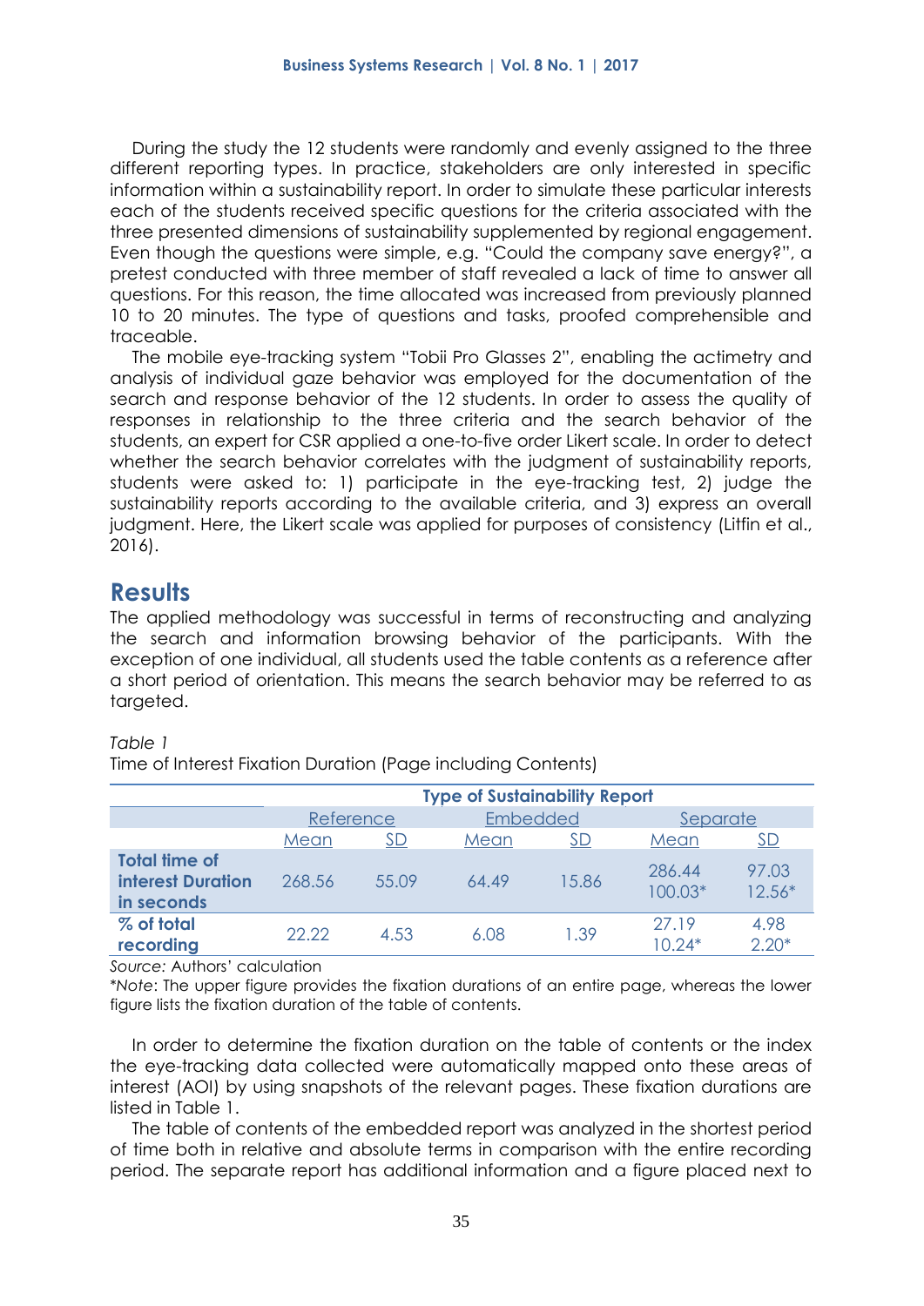During the study the 12 students were randomly and evenly assigned to the three different reporting types. In practice, stakeholders are only interested in specific information within a sustainability report. In order to simulate these particular interests each of the students received specific questions for the criteria associated with the three presented dimensions of sustainability supplemented by regional engagement. Even though the questions were simple, e.g. "Could the company save energy?", a pretest conducted with three member of staff revealed a lack of time to answer all questions. For this reason, the time allocated was increased from previously planned 10 to 20 minutes. The type of questions and tasks, proofed comprehensible and traceable.

The mobile eye-tracking system "Tobii Pro Glasses 2", enabling the actimetry and analysis of individual gaze behavior was employed for the documentation of the search and response behavior of the 12 students. In order to assess the quality of responses in relationship to the three criteria and the search behavior of the students, an expert for CSR applied a one-to-five order Likert scale. In order to detect whether the search behavior correlates with the judgment of sustainability reports, students were asked to: 1) participate in the eye-tracking test, 2) judge the sustainability reports according to the available criteria, and 3) express an overall judgment. Here, the Likert scale was applied for purposes of consistency (Litfin et al., 2016).

## Results

The applied methodology was successful in terms of reconstructing and analyzing the search and information browsing behavior of the participants. With the exception of one individual, all students used the table contents as a reference after a short period of orientation. This means the search behavior may be referred to as targeted.

*Table 1*

Time of Interest Fixation Duration (Page including Contents)

| | Type of Sustainability Report | | | | | |
|---|---|---|---|---|---|---|
| | Reference | | Embedded | | Separate | |
| | Mean | SD | Mean | SD | Mean | SD |
| **Total time of interest Duration in seconds** | 268.56 | 55.09 | 64.49 | 15.86 | 286.44 100.03* | 97.03 12.56* |
| **% of total recording** | 22.22 | 4.53 | 6.08 | 1.39 | 27.19 10.24* | 4.98 2.20* |

Source: Authors' calculation

*Note*: The upper figure provides the fixation durations of an entire page, whereas the lower figure lists the fixation duration of the table of contents.

In order to determine the fixation duration on the table of contents or the index the eye-tracking data collected were automatically mapped onto these areas of interest (AOI) by using snapshots of the relevant pages. These fixation durations are listed in Table 1.

The table of contents of the embedded report was analyzed in the shortest period of time both in relative and absolute terms in comparison with the entire recording period. The separate report has additional information and a figure placed next to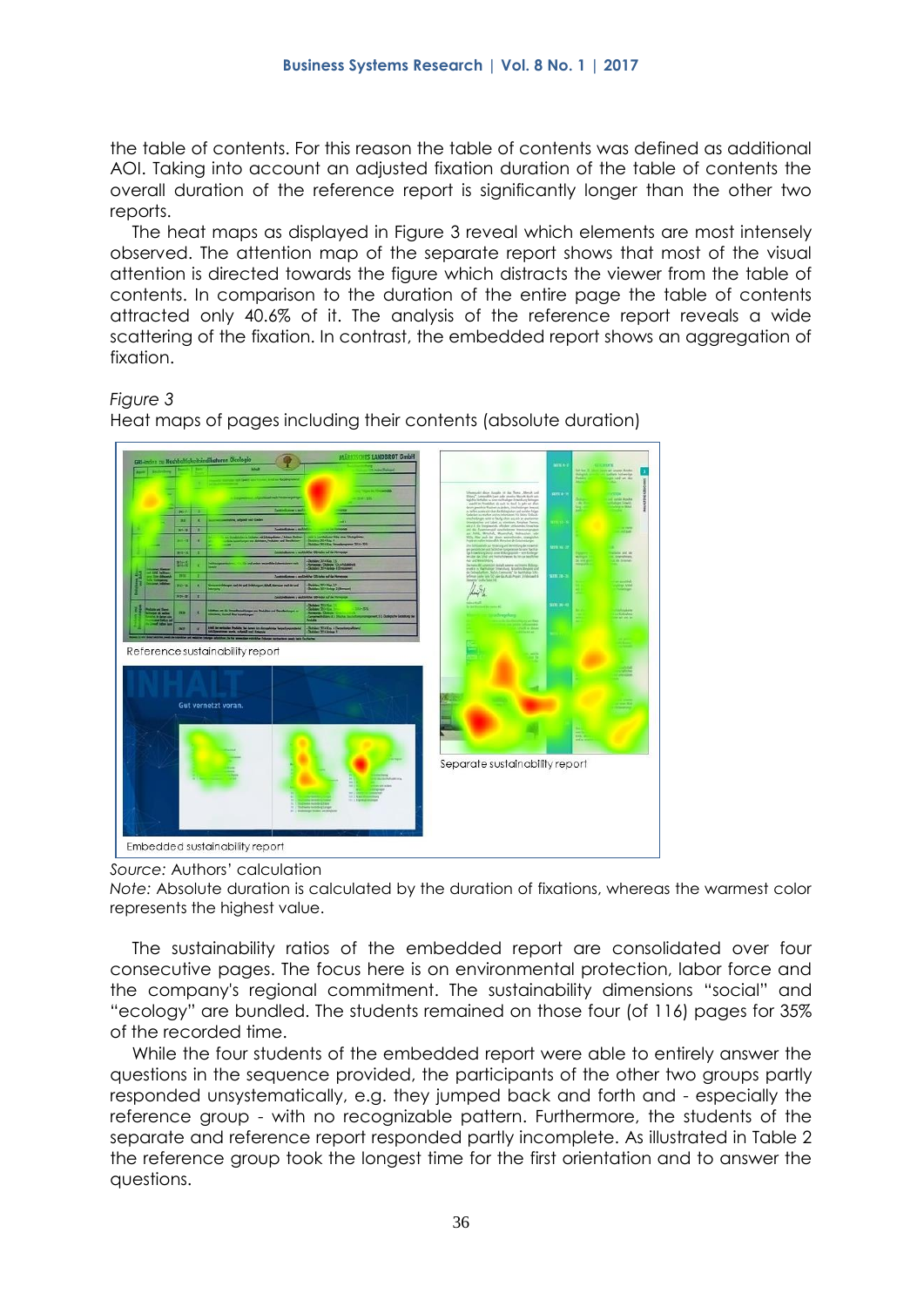the table of contents. For this reason the table of contents was defined as additional AOI. Taking into account an adjusted fixation duration of the table of contents the overall duration of the reference report is significantly longer than the other two reports.

The heat maps as displayed in Figure 3 reveal which elements are most intensely observed. The attention map of the separate report shows that most of the visual attention is directed towards the figure which distracts the viewer from the table of contents. In comparison to the duration of the entire page the table of contents attracted only 40.6% of it. The analysis of the reference report reveals a wide scattering of the fixation. In contrast, the embedded report shows an aggregation of fixation.

*Figure 3*
Heat maps of pages including their contents (absolute duration)

Reference sustainability report

Separate sustainability report

Embedded sustainability report

*Source:* Authors' calculation
*Note:* Absolute duration is calculated by the duration of fixations, whereas the warmest color represents the highest value.

The sustainability ratios of the embedded report are consolidated over four consecutive pages. The focus here is on environmental protection, labor force and the company's regional commitment. The sustainability dimensions "social" and "ecology" are bundled. The students remained on those four (of 116) pages for 35% of the recorded time.

While the four students of the embedded report were able to entirely answer the questions in the sequence provided, the participants of the other two groups partly responded unsystematically, e.g. they jumped back and forth and - especially the reference group - with no recognizable pattern. Furthermore, the students of the separate and reference report responded partly incomplete. As illustrated in Table 2 the reference group took the longest time for the first orientation and to answer the questions.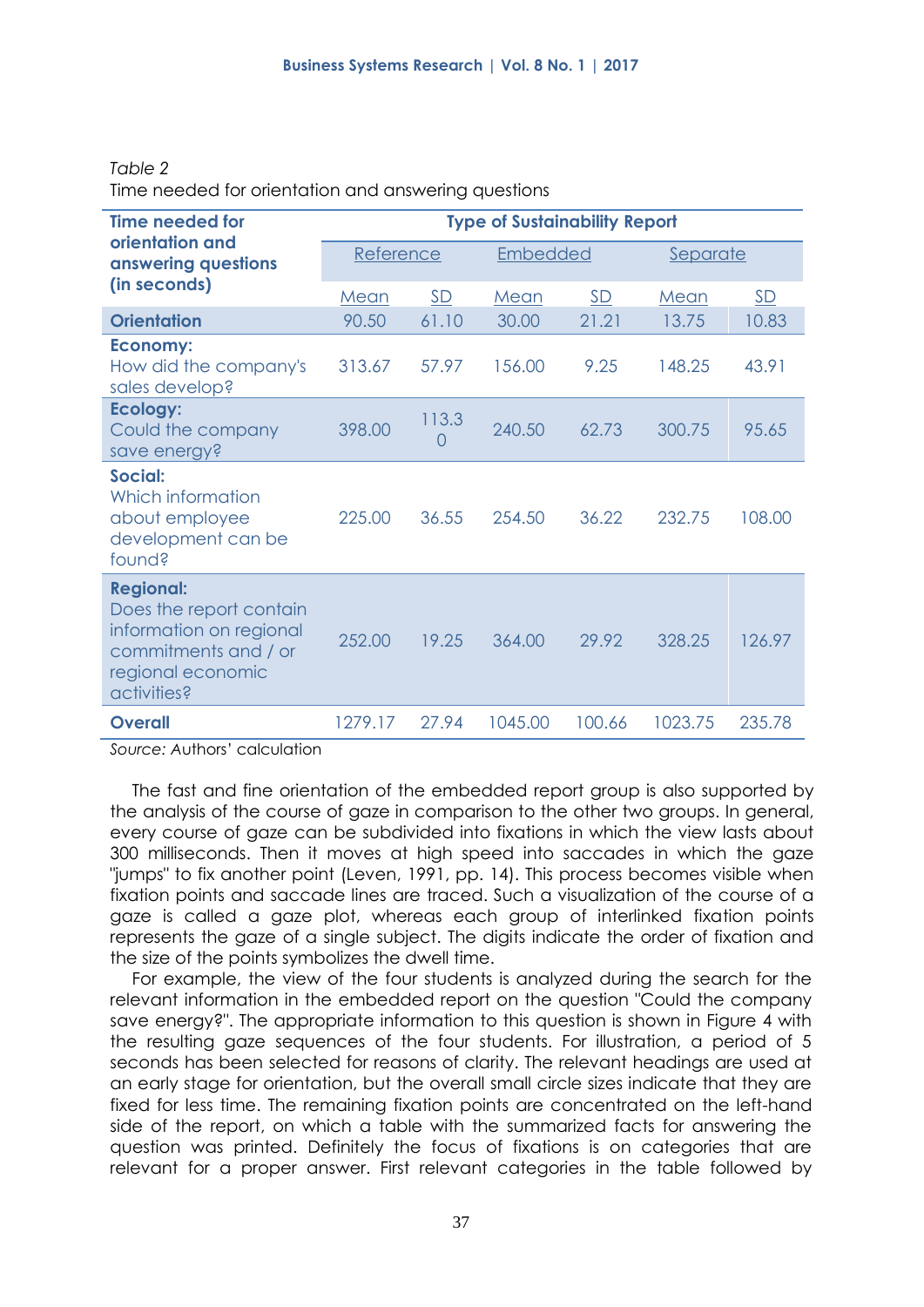*Table 2*

Time needed for orientation and answering questions

| Time needed for orientation and answering questions (in seconds) | Type of Sustainability Report | | | | | |
|---|---|---|---|---|---|---|
| | Reference | | Embedded | | Separate | |
| | Mean | SD | Mean | SD | Mean | SD |
| **Orientation** | 90.50 | 61.10 | 30.00 | 21.21 | 13.75 | 10.83 |
| **Economy:** How did the company's sales develop? | 313.67 | 57.97 | 156.00 | 9.25 | 148.25 | 43.91 |
| **Ecology:** Could the company save energy? | 398.00 | 113.30 | 240.50 | 62.73 | 300.75 | 95.65 |
| **Social:** Which information about employee development can be found? | 225.00 | 36.55 | 254.50 | 36.22 | 232.75 | 108.00 |
| **Regional:** Does the report contain information on regional commitments and / or regional economic activities? | 252.00 | 19.25 | 364.00 | 29.92 | 328.25 | 126.97 |
| **Overall** | 1279.17 | 27.94 | 1045.00 | 100.66 | 1023.75 | 235.78 |

Source: Authors' calculation

The fast and fine orientation of the embedded report group is also supported by the analysis of the course of gaze in comparison to the other two groups. In general, every course of gaze can be subdivided into fixations in which the view lasts about 300 milliseconds. Then it moves at high speed into saccades in which the gaze "jumps" to fix another point (Leven, 1991, pp. 14). This process becomes visible when fixation points and saccade lines are traced. Such a visualization of the course of a gaze is called a gaze plot, whereas each group of interlinked fixation points represents the gaze of a single subject. The digits indicate the order of fixation and the size of the points symbolizes the dwell time.

For example, the view of the four students is analyzed during the search for the relevant information in the embedded report on the question "Could the company save energy?". The appropriate information to this question is shown in Figure 4 with the resulting gaze sequences of the four students. For illustration, a period of 5 seconds has been selected for reasons of clarity. The relevant headings are used at an early stage for orientation, but the overall small circle sizes indicate that they are fixed for less time. The remaining fixation points are concentrated on the left-hand side of the report, on which a table with the summarized facts for answering the question was printed. Definitely the focus of fixations is on categories that are relevant for a proper answer. First relevant categories in the table followed by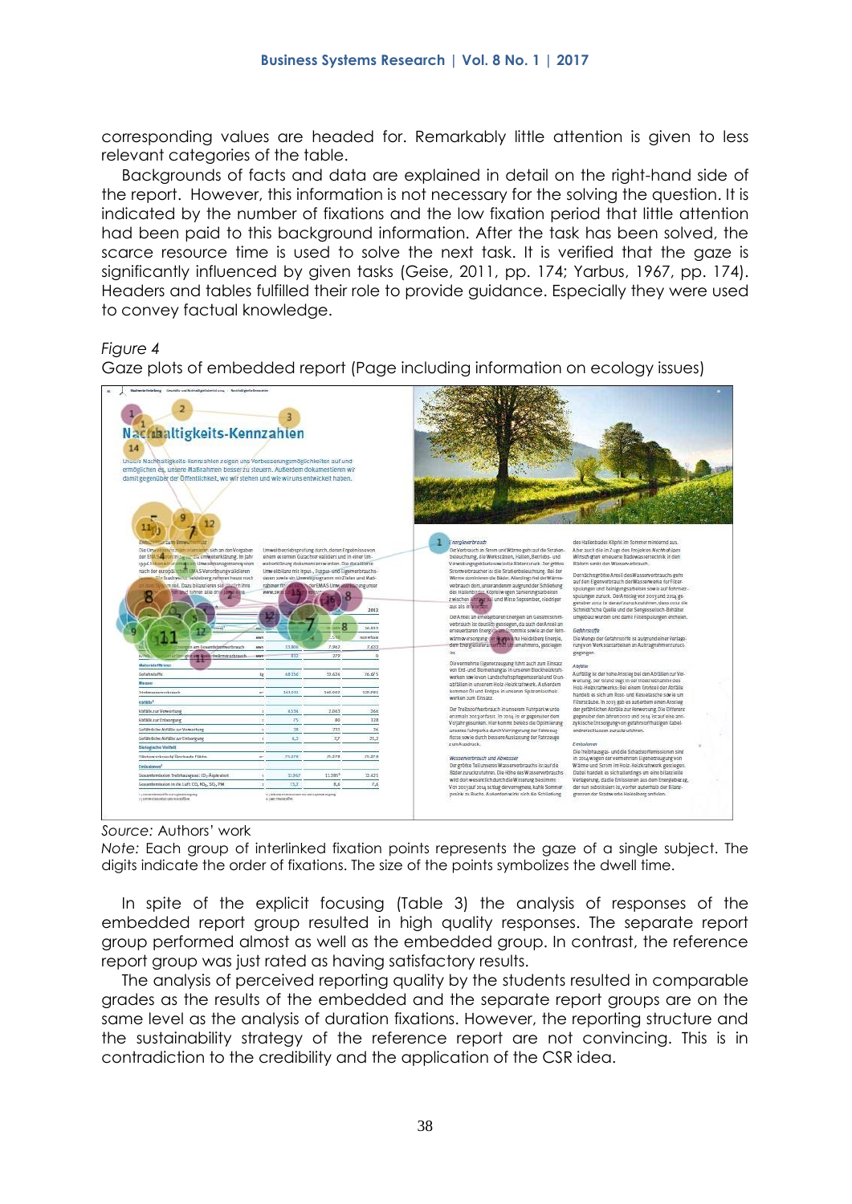corresponding values are headed for. Remarkably little attention is given to less relevant categories of the table.

Backgrounds of facts and data are explained in detail on the right-hand side of the report. However, this information is not necessary for the solving the question. It is indicated by the number of fixations and the low fixation period that little attention had been paid to this background information. After the task has been solved, the scarce resource time is used to solve the next task. It is verified that the gaze is significantly influenced by given tasks (Geise, 2011, pp. 174; Yarbus, 1967, pp. 174). Headers and tables fulfilled their role to provide guidance. Especially they were used to convey factual knowledge.

*Figure 4*

Gaze plots of embedded report (Page including information on ecology issues)

*Source:* Authors' work

*Note:* Each group of interlinked fixation points represents the gaze of a single subject. The digits indicate the order of fixations. The size of the points symbolizes the dwell time.

In spite of the explicit focusing (Table 3) the analysis of responses of the embedded report group resulted in high quality responses. The separate report group performed almost as well as the embedded group. In contrast, the reference report group was just rated as having satisfactory results.

The analysis of perceived reporting quality by the students resulted in comparable grades as the results of the embedded and the separate report groups are on the same level as the analysis of duration fixations. However, the reporting structure and the sustainability strategy of the reference report are not convincing. This is in contradiction to the credibility and the application of the CSR idea.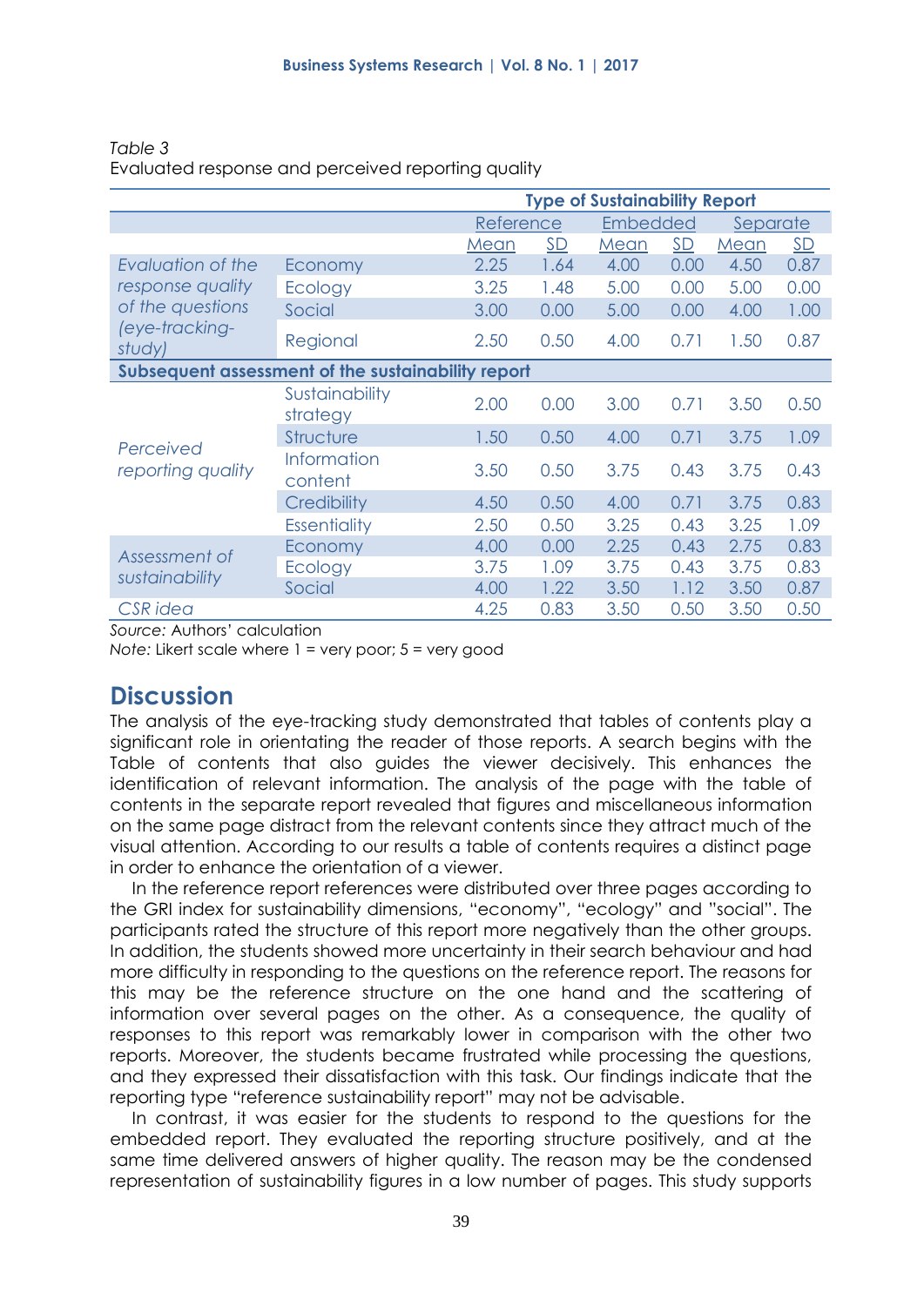*Table 3*
Evaluated response and perceived reporting quality

| | | Type of Sustainability Report | | | | | |
|---|---|---|---|---|---|---|---|
| | | Reference | | Embedded | | Separate | |
| | | Mean | SD | Mean | SD | Mean | SD |
| *Evaluation of the response quality of the questions (eye-tracking-study)* | Economy | 2.25 | 1.64 | 4.00 | 0.00 | 4.50 | 0.87 |
| | Ecology | 3.25 | 1.48 | 5.00 | 0.00 | 5.00 | 0.00 |
| | Social | 3.00 | 0.00 | 5.00 | 0.00 | 4.00 | 1.00 |
| | Regional | 2.50 | 0.50 | 4.00 | 0.71 | 1.50 | 0.87 |
| **Subsequent assessment of the sustainability report** | | | | | | | |
| *Perceived reporting quality* | Sustainability strategy | 2.00 | 0.00 | 3.00 | 0.71 | 3.50 | 0.50 |
| | Structure | 1.50 | 0.50 | 4.00 | 0.71 | 3.75 | 1.09 |
| | Information content | 3.50 | 0.50 | 3.75 | 0.43 | 3.75 | 0.43 |
| | Credibility | 4.50 | 0.50 | 4.00 | 0.71 | 3.75 | 0.83 |
| | Essentiality | 2.50 | 0.50 | 3.25 | 0.43 | 3.25 | 1.09 |
| *Assessment of sustainability* | Economy | 4.00 | 0.00 | 2.25 | 0.43 | 2.75 | 0.83 |
| | Ecology | 3.75 | 1.09 | 3.75 | 0.43 | 3.75 | 0.83 |
| | Social | 4.00 | 1.22 | 3.50 | 1.12 | 3.50 | 0.87 |
| *CSR idea* | | 4.25 | 0.83 | 3.50 | 0.50 | 3.50 | 0.50 |

*Source:* Authors' calculation
*Note:* Likert scale where 1 = very poor; 5 = very good

## Discussion

The analysis of the eye-tracking study demonstrated that tables of contents play a significant role in orientating the reader of those reports. A search begins with the Table of contents that also guides the viewer decisively. This enhances the identification of relevant information. The analysis of the page with the table of contents in the separate report revealed that figures and miscellaneous information on the same page distract from the relevant contents since they attract much of the visual attention. According to our results a table of contents requires a distinct page in order to enhance the orientation of a viewer.

In the reference report references were distributed over three pages according to the GRI index for sustainability dimensions, "economy", "ecology" and "social". The participants rated the structure of this report more negatively than the other groups. In addition, the students showed more uncertainty in their search behaviour and had more difficulty in responding to the questions on the reference report. The reasons for this may be the reference structure on the one hand and the scattering of information over several pages on the other. As a consequence, the quality of responses to this report was remarkably lower in comparison with the other two reports. Moreover, the students became frustrated while processing the questions, and they expressed their dissatisfaction with this task. Our findings indicate that the reporting type "reference sustainability report" may not be advisable.

In contrast, it was easier for the students to respond to the questions for the embedded report. They evaluated the reporting structure positively, and at the same time delivered answers of higher quality. The reason may be the condensed representation of sustainability figures in a low number of pages. This study supports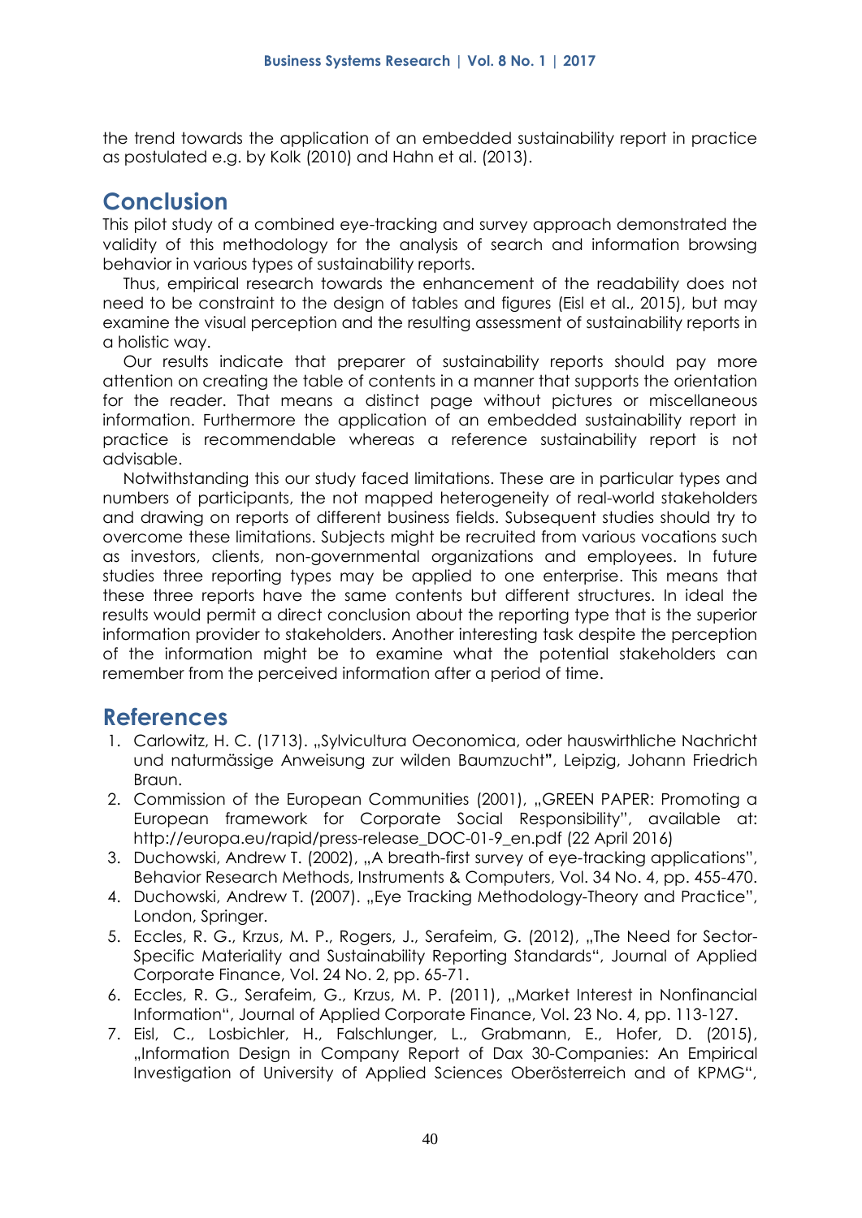the trend towards the application of an embedded sustainability report in practice as postulated e.g. by Kolk (2010) and Hahn et al. (2013).

## Conclusion

This pilot study of a combined eye-tracking and survey approach demonstrated the validity of this methodology for the analysis of search and information browsing behavior in various types of sustainability reports.

Thus, empirical research towards the enhancement of the readability does not need to be constraint to the design of tables and figures (Eisl et al., 2015), but may examine the visual perception and the resulting assessment of sustainability reports in a holistic way.

Our results indicate that preparer of sustainability reports should pay more attention on creating the table of contents in a manner that supports the orientation for the reader. That means a distinct page without pictures or miscellaneous information. Furthermore the application of an embedded sustainability report in practice is recommendable whereas a reference sustainability report is not advisable.

Notwithstanding this our study faced limitations. These are in particular types and numbers of participants, the not mapped heterogeneity of real-world stakeholders and drawing on reports of different business fields. Subsequent studies should try to overcome these limitations. Subjects might be recruited from various vocations such as investors, clients, non-governmental organizations and employees. In future studies three reporting types may be applied to one enterprise. This means that these three reports have the same contents but different structures. In ideal the results would permit a direct conclusion about the reporting type that is the superior information provider to stakeholders. Another interesting task despite the perception of the information might be to examine what the potential stakeholders can remember from the perceived information after a period of time.

## References

1. Carlowitz, H. C. (1713). „Sylvicultura Oeconomica, oder hauswirthliche Nachricht und naturmässige Anweisung zur wilden Baumzucht", Leipzig, Johann Friedrich Braun.
2. Commission of the European Communities (2001), „GREEN PAPER: Promoting a European framework for Corporate Social Responsibility", available at: http://europa.eu/rapid/press-release_DOC-01-9_en.pdf (22 April 2016)
3. Duchowski, Andrew T. (2002), „A breath-first survey of eye-tracking applications", Behavior Research Methods, Instruments & Computers, Vol. 34 No. 4, pp. 455-470.
4. Duchowski, Andrew T. (2007). „Eye Tracking Methodology-Theory and Practice", London, Springer.
5. Eccles, R. G., Krzus, M. P., Rogers, J., Serafeim, G. (2012), „The Need for Sector-Specific Materiality and Sustainability Reporting Standards“, Journal of Applied Corporate Finance, Vol. 24 No. 2, pp. 65-71.
6. Eccles, R. G., Serafeim, G., Krzus, M. P. (2011), „Market Interest in Nonfinancial Information“, Journal of Applied Corporate Finance, Vol. 23 No. 4, pp. 113-127.
7. Eisl, C., Losbichler, H., Falschlunger, L., Grabmann, E., Hofer, D. (2015), „Information Design in Company Report of Dax 30-Companies: An Empirical Investigation of University of Applied Sciences Oberösterreich and of KPMG“,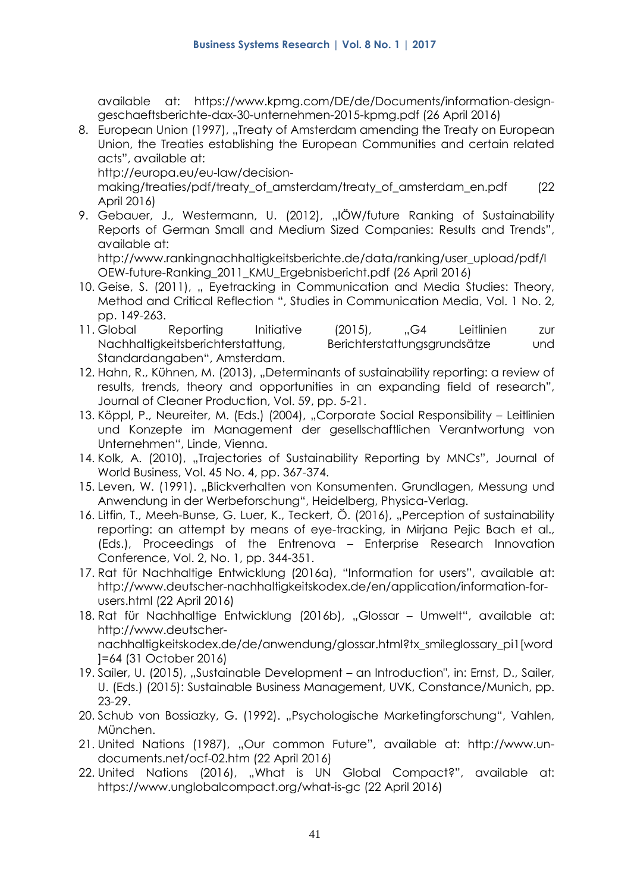available at: https://www.kpmg.com/DE/de/Documents/information-design-geschaeftsberichte-dax-30-unternehmen-2015-kpmg.pdf (26 April 2016)

8. European Union (1997), „Treaty of Amsterdam amending the Treaty on European Union, the Treaties establishing the European Communities and certain related acts", available at: http://europa.eu/eu-law/decision-making/treaties/pdf/treaty_of_amsterdam/treaty_of_amsterdam_en.pdf (22 April 2016)
9. Gebauer, J., Westermann, U. (2012), „IÖW/future Ranking of Sustainability Reports of German Small and Medium Sized Companies: Results and Trends", available at: http://www.rankingnachhaltigkeitsberichte.de/data/ranking/user_upload/pdf/IOEW-future-Ranking_2011_KMU_Ergebnisbericht.pdf (26 April 2016)
10. Geise, S. (2011), „ Eyetracking in Communication and Media Studies: Theory, Method and Critical Reflection ", Studies in Communication Media, Vol. 1 No. 2, pp. 149-263.
11. Global Reporting Initiative (2015), „G4 Leitlinien zur Nachhaltigkeitsberichterstattung, Berichterstattungsgrundsätze und Standardangaben", Amsterdam.
12. Hahn, R., Kühnen, M. (2013), „Determinants of sustainability reporting: a review of results, trends, theory and opportunities in an expanding field of research", Journal of Cleaner Production, Vol. 59, pp. 5-21.
13. Köppl, P., Neureiter, M. (Eds.) (2004), „Corporate Social Responsibility – Leitlinien und Konzepte im Management der gesellschaftlichen Verantwortung von Unternehmen", Linde, Vienna.
14. Kolk, A. (2010), „Trajectories of Sustainability Reporting by MNCs", Journal of World Business, Vol. 45 No. 4, pp. 367-374.
15. Leven, W. (1991). „Blickverhalten von Konsumenten. Grundlagen, Messung und Anwendung in der Werbeforschung", Heidelberg, Physica-Verlag.
16. Litfin, T., Meeh-Bunse, G. Luer, K., Teckert, Ö. (2016), „Perception of sustainability reporting: an attempt by means of eye-tracking, in Mirjana Pejic Bach et al., (Eds.), Proceedings of the Entrenova – Enterprise Research Innovation Conference, Vol. 2, No. 1, pp. 344-351.
17. Rat für Nachhaltige Entwicklung (2016a), "Information for users", available at: http://www.deutscher-nachhaltigkeitskodex.de/en/application/information-for-users.html (22 April 2016)
18. Rat für Nachhaltige Entwicklung (2016b), „Glossar – Umwelt", available at: http://www.deutscher-nachhaltigkeitskodex.de/de/anwendung/glossar.html?tx_smileglossary_pi1[word]=64 (31 October 2016)
19. Sailer, U. (2015), „Sustainable Development – an Introduction", in: Ernst, D., Sailer, U. (Eds.) (2015): Sustainable Business Management, UVK, Constance/Munich, pp. 23-29.
20. Schub von Bossiazky, G. (1992). „Psychologische Marketingforschung", Vahlen, München.
21. United Nations (1987), „Our common Future", available at: http://www.un-documents.net/ocf-02.htm (22 April 2016)
22. United Nations (2016), „What is UN Global Compact?", available at: https://www.unglobalcompact.org/what-is-gc (22 April 2016)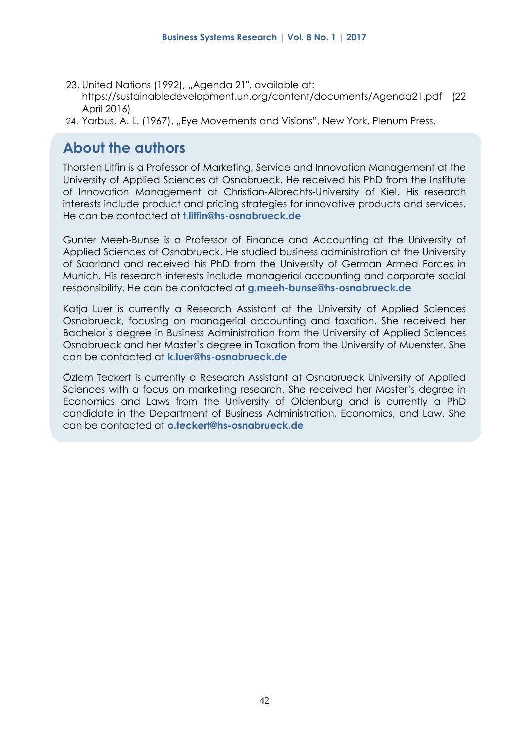23. United Nations (1992), „Agenda 21", available at: https://sustainabledevelopment.un.org/content/documents/Agenda21.pdf (22 April 2016)
24. Yarbus, A. L. (1967). „Eye Movements and Visions", New York, Plenum Press.

## About the authors

Thorsten Litfin is a Professor of Marketing, Service and Innovation Management at the University of Applied Sciences at Osnabrueck. He received his PhD from the Institute of Innovation Management at Christian-Albrechts-University of Kiel. His research interests include product and pricing strategies for innovative products and services. He can be contacted at **t.litfin@hs-osnabrueck.de**

Gunter Meeh-Bunse is a Professor of Finance and Accounting at the University of Applied Sciences at Osnabrueck. He studied business administration at the University of Saarland and received his PhD from the University of German Armed Forces in Munich. His research interests include managerial accounting and corporate social responsibility. He can be contacted at **g.meeh-bunse@hs-osnabrueck.de**

Katja Luer is currently a Research Assistant at the University of Applied Sciences Osnabrueck, focusing on managerial accounting and taxation. She received her Bachelor`s degree in Business Administration from the University of Applied Sciences Osnabrueck and her Master's degree in Taxation from the University of Muenster. She can be contacted at **k.luer@hs-osnabrueck.de**

Özlem Teckert is currently a Research Assistant at Osnabrueck University of Applied Sciences with a focus on marketing research. She received her Master's degree in Economics and Laws from the University of Oldenburg and is currently a PhD candidate in the Department of Business Administration, Economics, and Law. She can be contacted at **o.teckert@hs-osnabrueck.de**